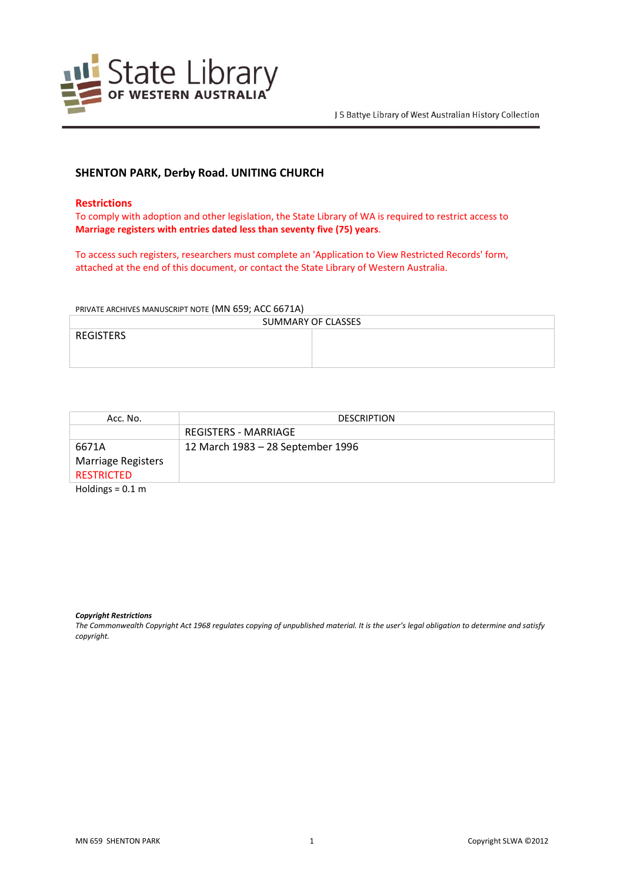State Library OF WESTERN AUSTRALIA

J S Battye Library of West Australian History Collection

## SHENTON PARK, Derby Road. UNITING CHURCH

### Restrictions

To comply with adoption and other legislation, the State Library of WA is required to restrict access to **Marriage registers with entries dated less than seventy five (75) years**.

To access such registers, researchers must complete an 'Application to View Restricted Records' form, attached at the end of this document, or contact the State Library of Western Australia.

PRIVATE ARCHIVES MANUSCRIPT NOTE (MN 659; ACC 6671A)

| SUMMARY OF CLASSES | |
|---|---|
| REGISTERS | |

| Acc. No. | DESCRIPTION |
|---|---|
| | REGISTERS - MARRIAGE |
| 6671A<br>Marriage Registers<br>RESTRICTED | 12 March 1983 – 28 September 1996 |

Holdings = 0.1 m

***Copyright Restrictions***
*The Commonwealth Copyright Act 1968 regulates copying of unpublished material. It is the user's legal obligation to determine and satisfy copyright.*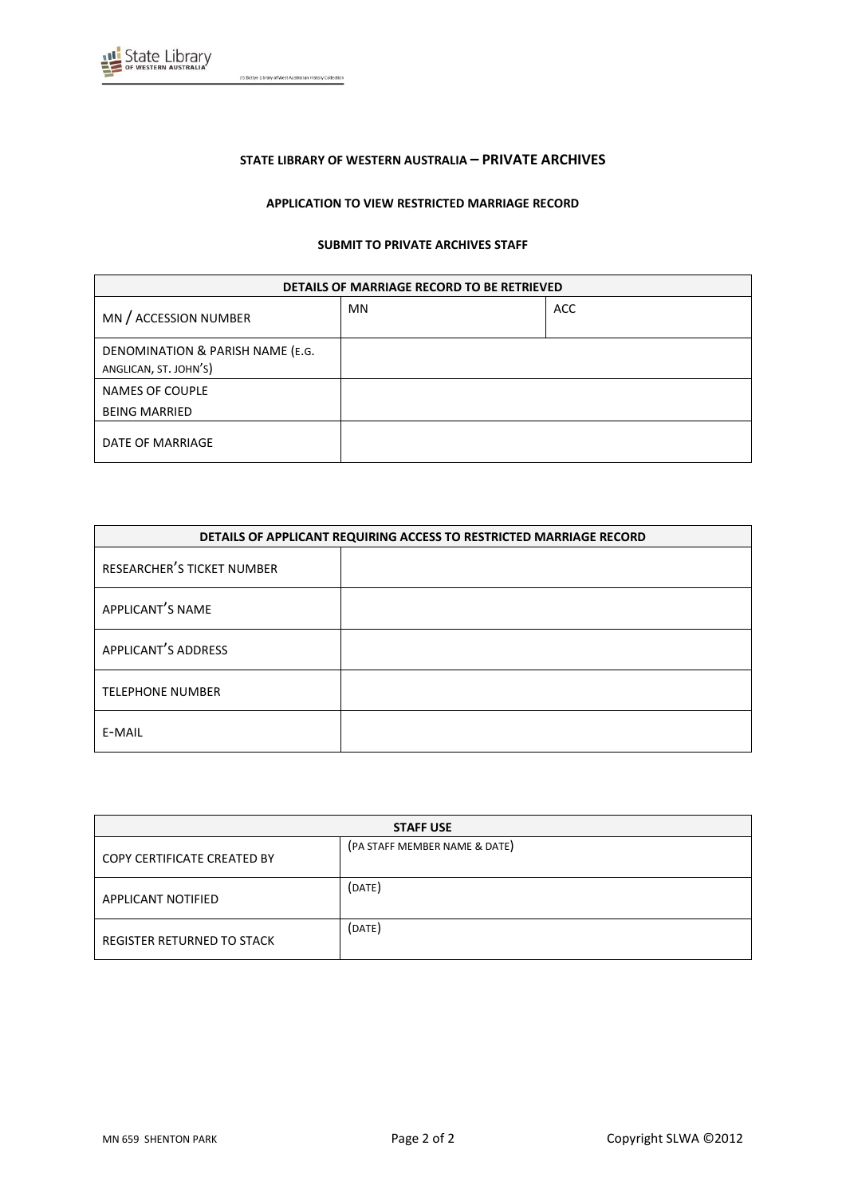**STATE LIBRARY OF WESTERN AUSTRALIA – PRIVATE ARCHIVES**

**APPLICATION TO VIEW RESTRICTED MARRIAGE RECORD**

**SUBMIT TO PRIVATE ARCHIVES STAFF**

| **DETAILS OF MARRIAGE RECORD TO BE RETRIEVED** | | |
|---|---|---|
| MN / ACCESSION NUMBER | MN | ACC |
| DENOMINATION & PARISH NAME (E.G. ANGLICAN, ST. JOHN'S) | | |
| NAMES OF COUPLE BEING MARRIED | | |
| DATE OF MARRIAGE | | |

| **DETAILS OF APPLICANT REQUIRING ACCESS TO RESTRICTED MARRIAGE RECORD** | |
|---|---|
| RESEARCHER'S TICKET NUMBER | |
| APPLICANT'S NAME | |
| APPLICANT'S ADDRESS | |
| TELEPHONE NUMBER | |
| E-MAIL | |

| **STAFF USE** | |
|---|---|
| COPY CERTIFICATE CREATED BY | (PA STAFF MEMBER NAME & DATE) |
| APPLICANT NOTIFIED | (DATE) |
| REGISTER RETURNED TO STACK | (DATE) |

MN 659 SHENTON PARK

Copyright SLWA ©2012